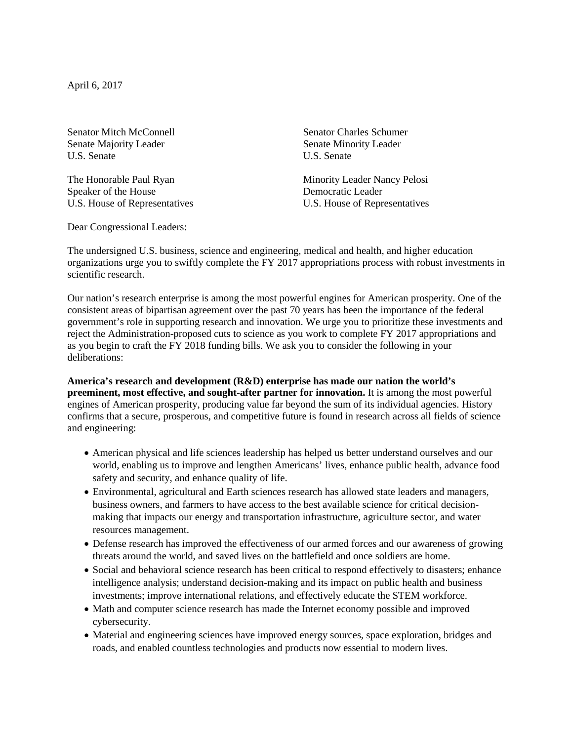April 6, 2017

Senator Mitch McConnell
Senate Majority Leader
U.S. Senate

Senator Charles Schumer
Senate Minority Leader
U.S. Senate

The Honorable Paul Ryan
Speaker of the House
U.S. House of Representatives

Minority Leader Nancy Pelosi
Democratic Leader
U.S. House of Representatives

Dear Congressional Leaders:

The undersigned U.S. business, science and engineering, medical and health, and higher education organizations urge you to swiftly complete the FY 2017 appropriations process with robust investments in scientific research.

Our nation's research enterprise is among the most powerful engines for American prosperity. One of the consistent areas of bipartisan agreement over the past 70 years has been the importance of the federal government's role in supporting research and innovation. We urge you to prioritize these investments and reject the Administration-proposed cuts to science as you work to complete FY 2017 appropriations and as you begin to craft the FY 2018 funding bills. We ask you to consider the following in your deliberations:

**America's research and development (R&D) enterprise has made our nation the world's preeminent, most effective, and sought-after partner for innovation.** It is among the most powerful engines of American prosperity, producing value far beyond the sum of its individual agencies. History confirms that a secure, prosperous, and competitive future is found in research across all fields of science and engineering:

- American physical and life sciences leadership has helped us better understand ourselves and our world, enabling us to improve and lengthen Americans' lives, enhance public health, advance food safety and security, and enhance quality of life.
- Environmental, agricultural and Earth sciences research has allowed state leaders and managers, business owners, and farmers to have access to the best available science for critical decision-making that impacts our energy and transportation infrastructure, agriculture sector, and water resources management.
- Defense research has improved the effectiveness of our armed forces and our awareness of growing threats around the world, and saved lives on the battlefield and once soldiers are home.
- Social and behavioral science research has been critical to respond effectively to disasters; enhance intelligence analysis; understand decision-making and its impact on public health and business investments; improve international relations, and effectively educate the STEM workforce.
- Math and computer science research has made the Internet economy possible and improved cybersecurity.
- Material and engineering sciences have improved energy sources, space exploration, bridges and roads, and enabled countless technologies and products now essential to modern lives.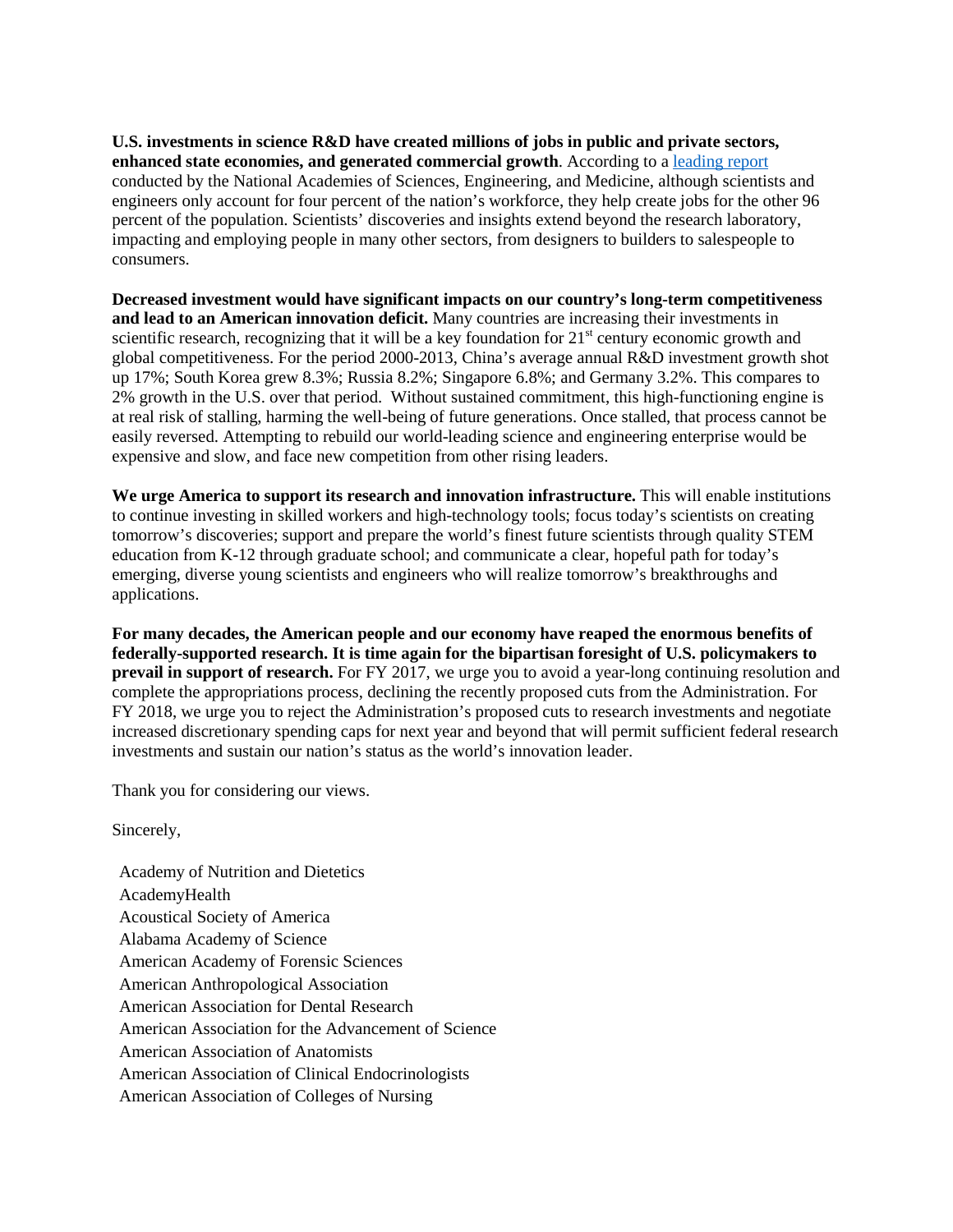**U.S. investments in science R&D have created millions of jobs in public and private sectors, enhanced state economies, and generated commercial growth**. According to a [leading report](#) conducted by the National Academies of Sciences, Engineering, and Medicine, although scientists and engineers only account for four percent of the nation's workforce, they help create jobs for the other 96 percent of the population. Scientists' discoveries and insights extend beyond the research laboratory, impacting and employing people in many other sectors, from designers to builders to salespeople to consumers.

**Decreased investment would have significant impacts on our country's long-term competitiveness and lead to an American innovation deficit.** Many countries are increasing their investments in scientific research, recognizing that it will be a key foundation for 21st century economic growth and global competitiveness. For the period 2000-2013, China's average annual R&D investment growth shot up 17%; South Korea grew 8.3%; Russia 8.2%; Singapore 6.8%; and Germany 3.2%. This compares to 2% growth in the U.S. over that period. Without sustained commitment, this high-functioning engine is at real risk of stalling, harming the well-being of future generations. Once stalled, that process cannot be easily reversed. Attempting to rebuild our world-leading science and engineering enterprise would be expensive and slow, and face new competition from other rising leaders.

**We urge America to support its research and innovation infrastructure.** This will enable institutions to continue investing in skilled workers and high-technology tools; focus today's scientists on creating tomorrow's discoveries; support and prepare the world's finest future scientists through quality STEM education from K-12 through graduate school; and communicate a clear, hopeful path for today's emerging, diverse young scientists and engineers who will realize tomorrow's breakthroughs and applications.

**For many decades, the American people and our economy have reaped the enormous benefits of federally-supported research. It is time again for the bipartisan foresight of U.S. policymakers to prevail in support of research.** For FY 2017, we urge you to avoid a year-long continuing resolution and complete the appropriations process, declining the recently proposed cuts from the Administration. For FY 2018, we urge you to reject the Administration's proposed cuts to research investments and negotiate increased discretionary spending caps for next year and beyond that will permit sufficient federal research investments and sustain our nation's status as the world's innovation leader.

Thank you for considering our views.

Sincerely,

Academy of Nutrition and Dietetics
AcademyHealth
Acoustical Society of America
Alabama Academy of Science
American Academy of Forensic Sciences
American Anthropological Association
American Association for Dental Research
American Association for the Advancement of Science
American Association of Anatomists
American Association of Clinical Endocrinologists
American Association of Colleges of Nursing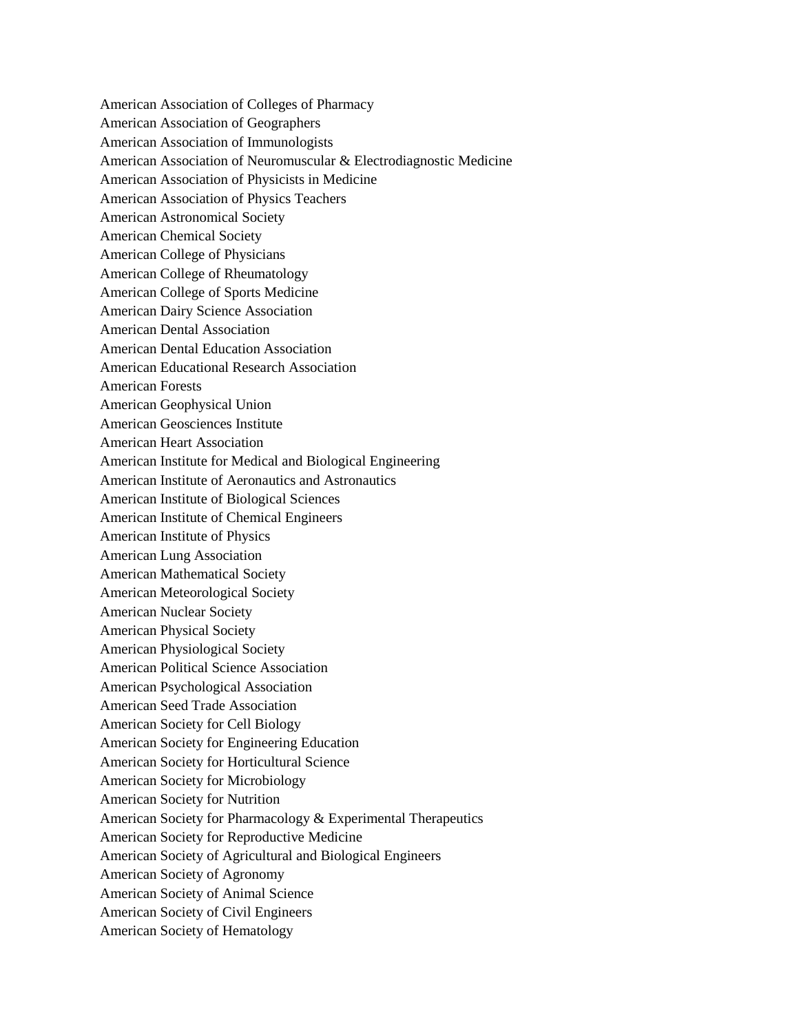American Association of Colleges of Pharmacy
American Association of Geographers
American Association of Immunologists
American Association of Neuromuscular & Electrodiagnostic Medicine
American Association of Physicists in Medicine
American Association of Physics Teachers
American Astronomical Society
American Chemical Society
American College of Physicians
American College of Rheumatology
American College of Sports Medicine
American Dairy Science Association
American Dental Association
American Dental Education Association
American Educational Research Association
American Forests
American Geophysical Union
American Geosciences Institute
American Heart Association
American Institute for Medical and Biological Engineering
American Institute of Aeronautics and Astronautics
American Institute of Biological Sciences
American Institute of Chemical Engineers
American Institute of Physics
American Lung Association
American Mathematical Society
American Meteorological Society
American Nuclear Society
American Physical Society
American Physiological Society
American Political Science Association
American Psychological Association
American Seed Trade Association
American Society for Cell Biology
American Society for Engineering Education
American Society for Horticultural Science
American Society for Microbiology
American Society for Nutrition
American Society for Pharmacology & Experimental Therapeutics
American Society for Reproductive Medicine
American Society of Agricultural and Biological Engineers
American Society of Agronomy
American Society of Animal Science
American Society of Civil Engineers
American Society of Hematology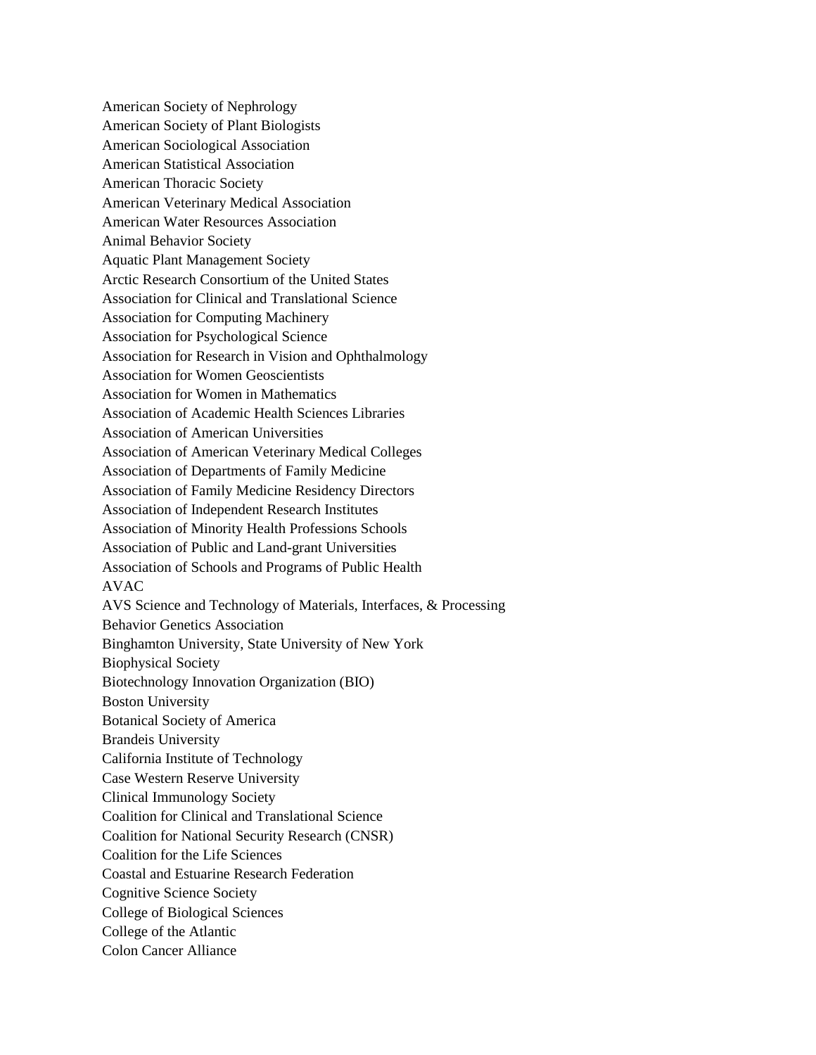American Society of Nephrology
American Society of Plant Biologists
American Sociological Association
American Statistical Association
American Thoracic Society
American Veterinary Medical Association
American Water Resources Association
Animal Behavior Society
Aquatic Plant Management Society
Arctic Research Consortium of the United States
Association for Clinical and Translational Science
Association for Computing Machinery
Association for Psychological Science
Association for Research in Vision and Ophthalmology
Association for Women Geoscientists
Association for Women in Mathematics
Association of Academic Health Sciences Libraries
Association of American Universities
Association of American Veterinary Medical Colleges
Association of Departments of Family Medicine
Association of Family Medicine Residency Directors
Association of Independent Research Institutes
Association of Minority Health Professions Schools
Association of Public and Land-grant Universities
Association of Schools and Programs of Public Health
AVAC
AVS Science and Technology of Materials, Interfaces, & Processing
Behavior Genetics Association
Binghamton University, State University of New York
Biophysical Society
Biotechnology Innovation Organization (BIO)
Boston University
Botanical Society of America
Brandeis University
California Institute of Technology
Case Western Reserve University
Clinical Immunology Society
Coalition for Clinical and Translational Science
Coalition for National Security Research (CNSR)
Coalition for the Life Sciences
Coastal and Estuarine Research Federation
Cognitive Science Society
College of Biological Sciences
College of the Atlantic
Colon Cancer Alliance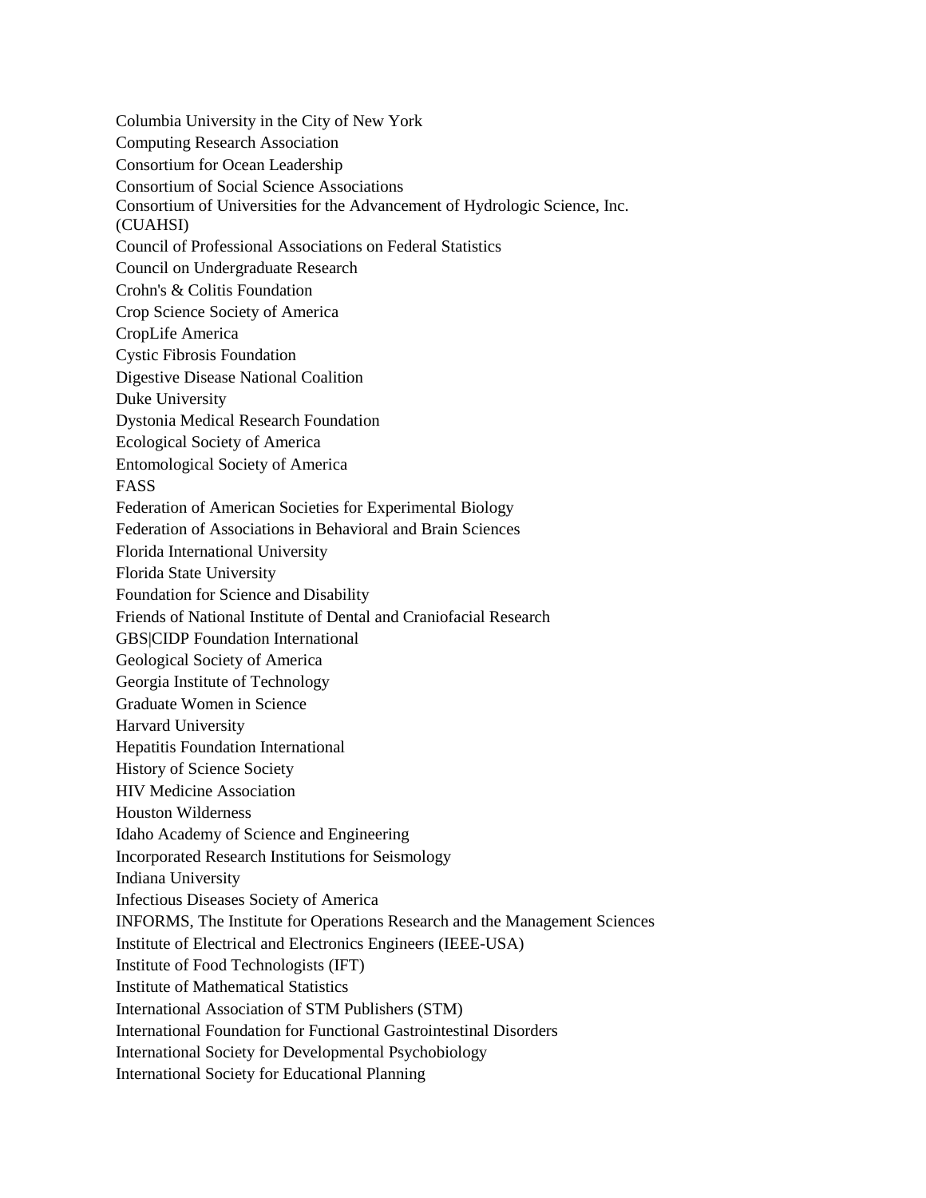Columbia University in the City of New York
Computing Research Association
Consortium for Ocean Leadership
Consortium of Social Science Associations
Consortium of Universities for the Advancement of Hydrologic Science, Inc. (CUAHSI)
Council of Professional Associations on Federal Statistics
Council on Undergraduate Research
Crohn's & Colitis Foundation
Crop Science Society of America
CropLife America
Cystic Fibrosis Foundation
Digestive Disease National Coalition
Duke University
Dystonia Medical Research Foundation
Ecological Society of America
Entomological Society of America
FASS
Federation of American Societies for Experimental Biology
Federation of Associations in Behavioral and Brain Sciences
Florida International University
Florida State University
Foundation for Science and Disability
Friends of National Institute of Dental and Craniofacial Research
GBS|CIDP Foundation International
Geological Society of America
Georgia Institute of Technology
Graduate Women in Science
Harvard University
Hepatitis Foundation International
History of Science Society
HIV Medicine Association
Houston Wilderness
Idaho Academy of Science and Engineering
Incorporated Research Institutions for Seismology
Indiana University
Infectious Diseases Society of America
INFORMS, The Institute for Operations Research and the Management Sciences
Institute of Electrical and Electronics Engineers (IEEE-USA)
Institute of Food Technologists (IFT)
Institute of Mathematical Statistics
International Association of STM Publishers (STM)
International Foundation for Functional Gastrointestinal Disorders
International Society for Developmental Psychobiology
International Society for Educational Planning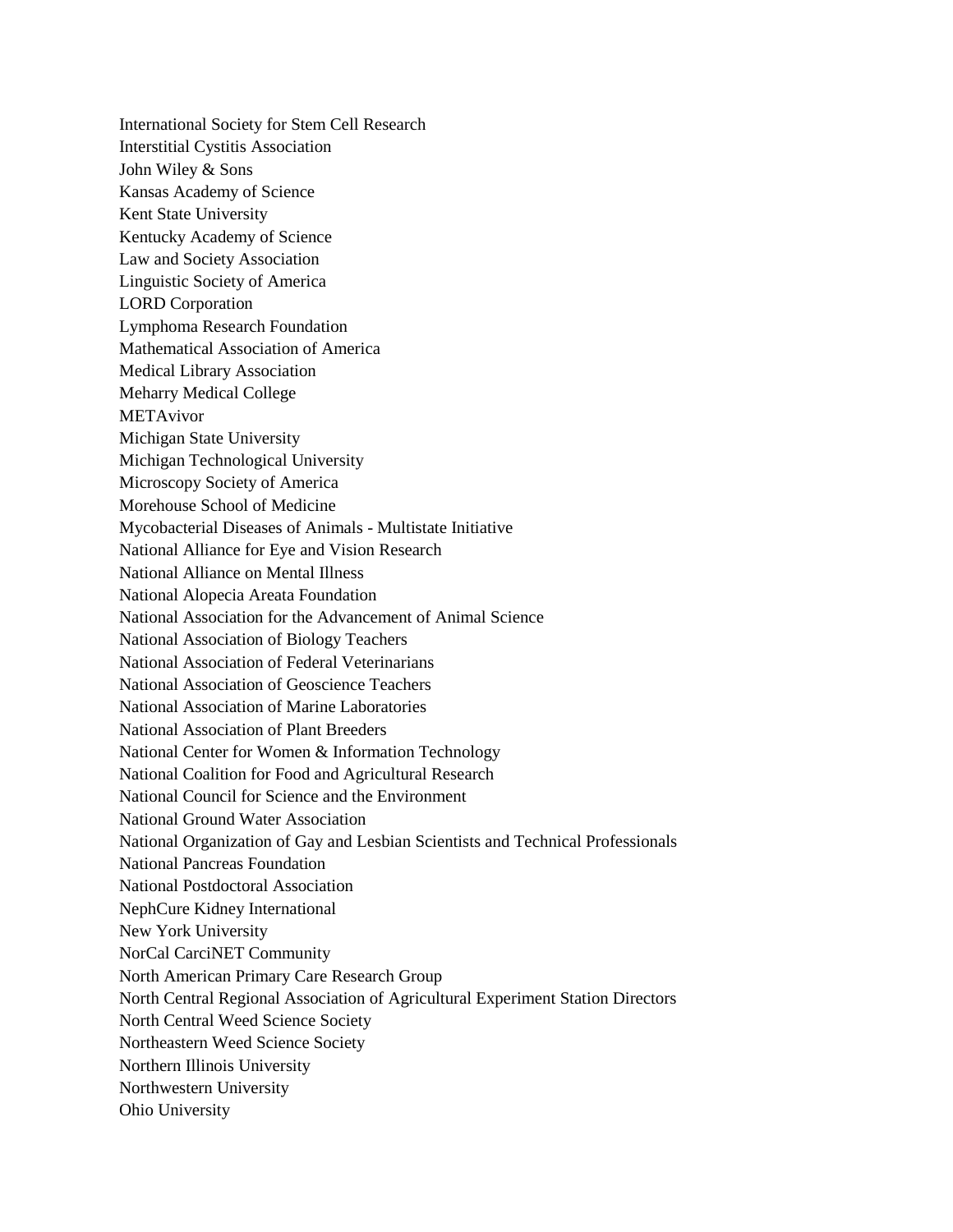International Society for Stem Cell Research
Interstitial Cystitis Association
John Wiley & Sons
Kansas Academy of Science
Kent State University
Kentucky Academy of Science
Law and Society Association
Linguistic Society of America
LORD Corporation
Lymphoma Research Foundation
Mathematical Association of America
Medical Library Association
Meharry Medical College
METAvivor
Michigan State University
Michigan Technological University
Microscopy Society of America
Morehouse School of Medicine
Mycobacterial Diseases of Animals - Multistate Initiative
National Alliance for Eye and Vision Research
National Alliance on Mental Illness
National Alopecia Areata Foundation
National Association for the Advancement of Animal Science
National Association of Biology Teachers
National Association of Federal Veterinarians
National Association of Geoscience Teachers
National Association of Marine Laboratories
National Association of Plant Breeders
National Center for Women & Information Technology
National Coalition for Food and Agricultural Research
National Council for Science and the Environment
National Ground Water Association
National Organization of Gay and Lesbian Scientists and Technical Professionals
National Pancreas Foundation
National Postdoctoral Association
NephCure Kidney International
New York University
NorCal CarciNET Community
North American Primary Care Research Group
North Central Regional Association of Agricultural Experiment Station Directors
North Central Weed Science Society
Northeastern Weed Science Society
Northern Illinois University
Northwestern University
Ohio University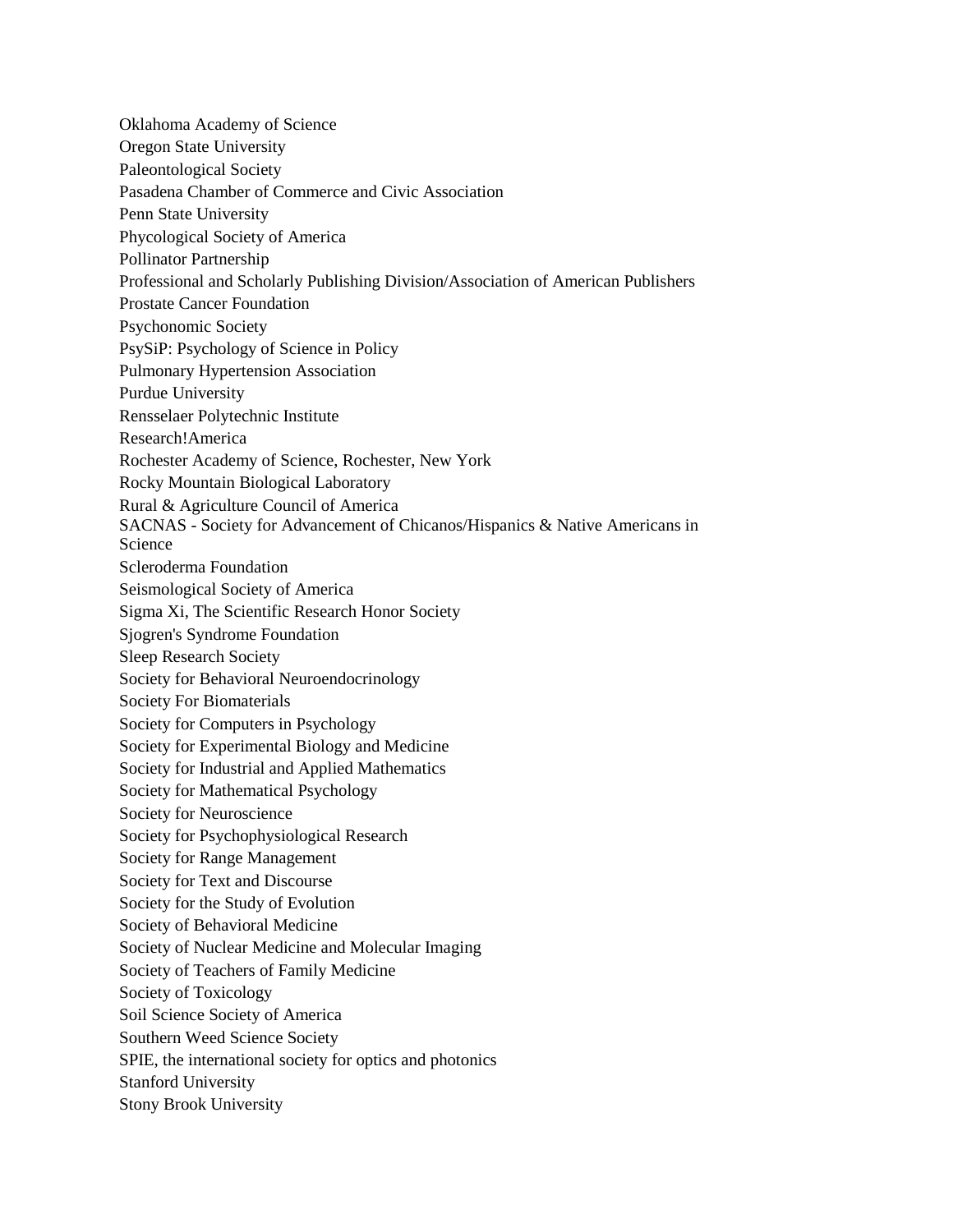Oklahoma Academy of Science
Oregon State University
Paleontological Society
Pasadena Chamber of Commerce and Civic Association
Penn State University
Phycological Society of America
Pollinator Partnership
Professional and Scholarly Publishing Division/Association of American Publishers
Prostate Cancer Foundation
Psychonomic Society
PsySiP: Psychology of Science in Policy
Pulmonary Hypertension Association
Purdue University
Rensselaer Polytechnic Institute
Research!America
Rochester Academy of Science, Rochester, New York
Rocky Mountain Biological Laboratory
Rural & Agriculture Council of America
SACNAS - Society for Advancement of Chicanos/Hispanics & Native Americans in Science
Scleroderma Foundation
Seismological Society of America
Sigma Xi, The Scientific Research Honor Society
Sjogren's Syndrome Foundation
Sleep Research Society
Society for Behavioral Neuroendocrinology
Society For Biomaterials
Society for Computers in Psychology
Society for Experimental Biology and Medicine
Society for Industrial and Applied Mathematics
Society for Mathematical Psychology
Society for Neuroscience
Society for Psychophysiological Research
Society for Range Management
Society for Text and Discourse
Society for the Study of Evolution
Society of Behavioral Medicine
Society of Nuclear Medicine and Molecular Imaging
Society of Teachers of Family Medicine
Society of Toxicology
Soil Science Society of America
Southern Weed Science Society
SPIE, the international society for optics and photonics
Stanford University
Stony Brook University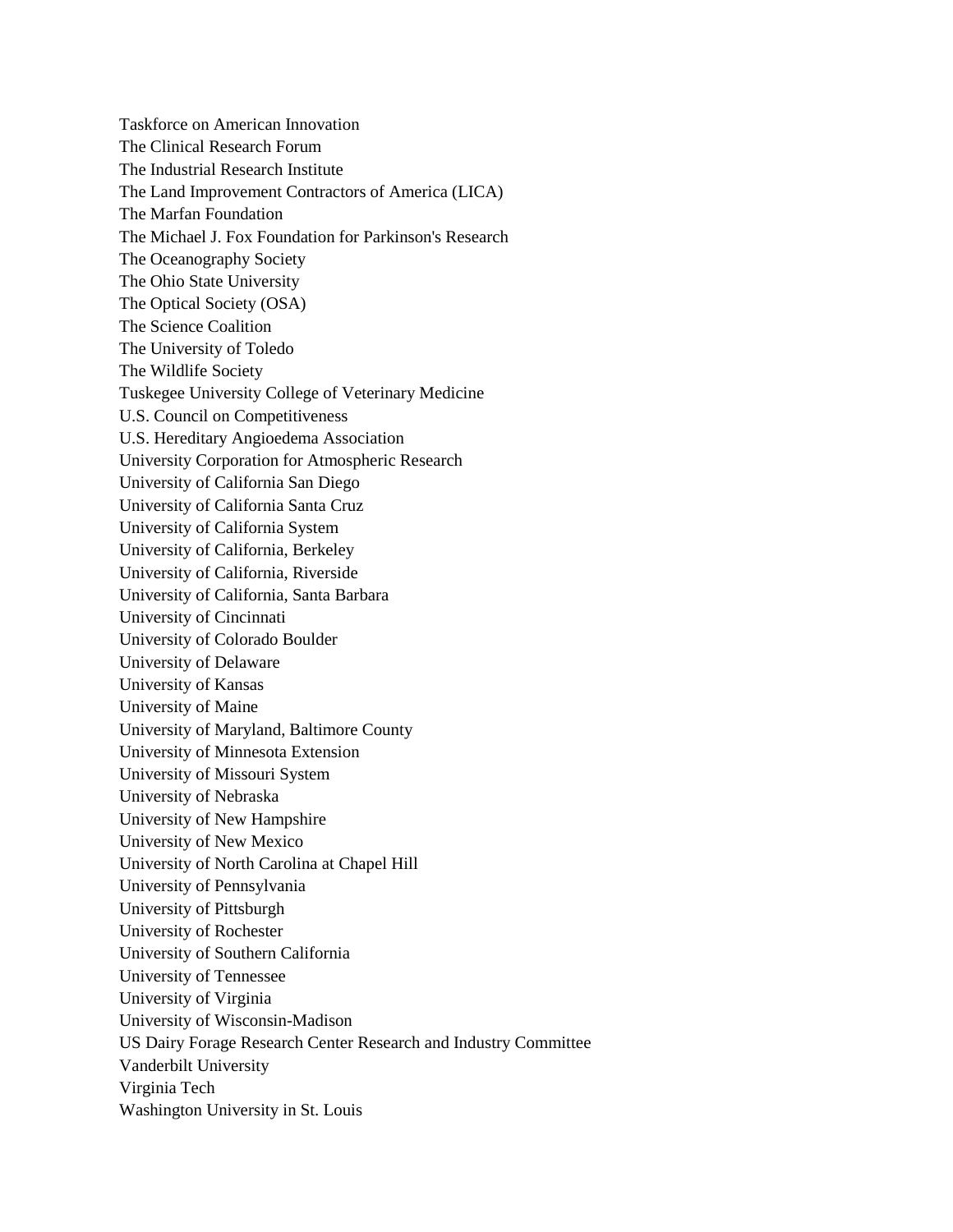Taskforce on American Innovation
The Clinical Research Forum
The Industrial Research Institute
The Land Improvement Contractors of America (LICA)
The Marfan Foundation
The Michael J. Fox Foundation for Parkinson's Research
The Oceanography Society
The Ohio State University
The Optical Society (OSA)
The Science Coalition
The University of Toledo
The Wildlife Society
Tuskegee University College of Veterinary Medicine
U.S. Council on Competitiveness
U.S. Hereditary Angioedema Association
University Corporation for Atmospheric Research
University of California San Diego
University of California Santa Cruz
University of California System
University of California, Berkeley
University of California, Riverside
University of California, Santa Barbara
University of Cincinnati
University of Colorado Boulder
University of Delaware
University of Kansas
University of Maine
University of Maryland, Baltimore County
University of Minnesota Extension
University of Missouri System
University of Nebraska
University of New Hampshire
University of New Mexico
University of North Carolina at Chapel Hill
University of Pennsylvania
University of Pittsburgh
University of Rochester
University of Southern California
University of Tennessee
University of Virginia
University of Wisconsin-Madison
US Dairy Forage Research Center Research and Industry Committee
Vanderbilt University
Virginia Tech
Washington University in St. Louis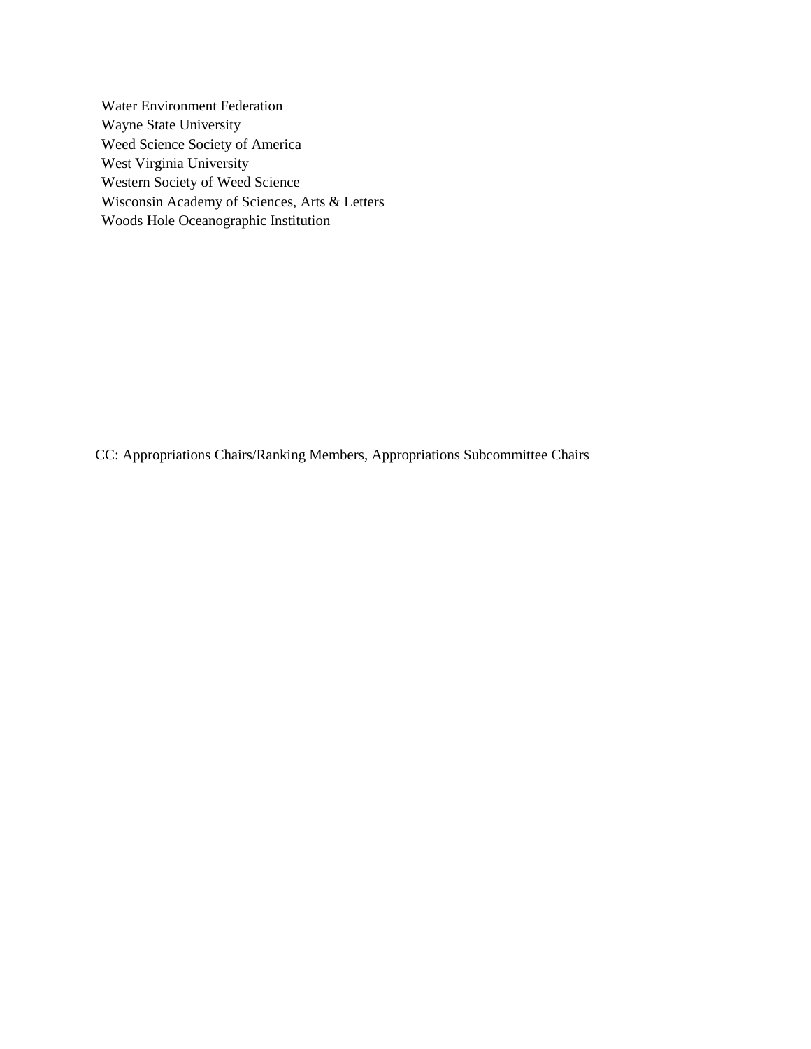Water Environment Federation
Wayne State University
Weed Science Society of America
West Virginia University
Western Society of Weed Science
Wisconsin Academy of Sciences, Arts & Letters
Woods Hole Oceanographic Institution

CC: Appropriations Chairs/Ranking Members, Appropriations Subcommittee Chairs